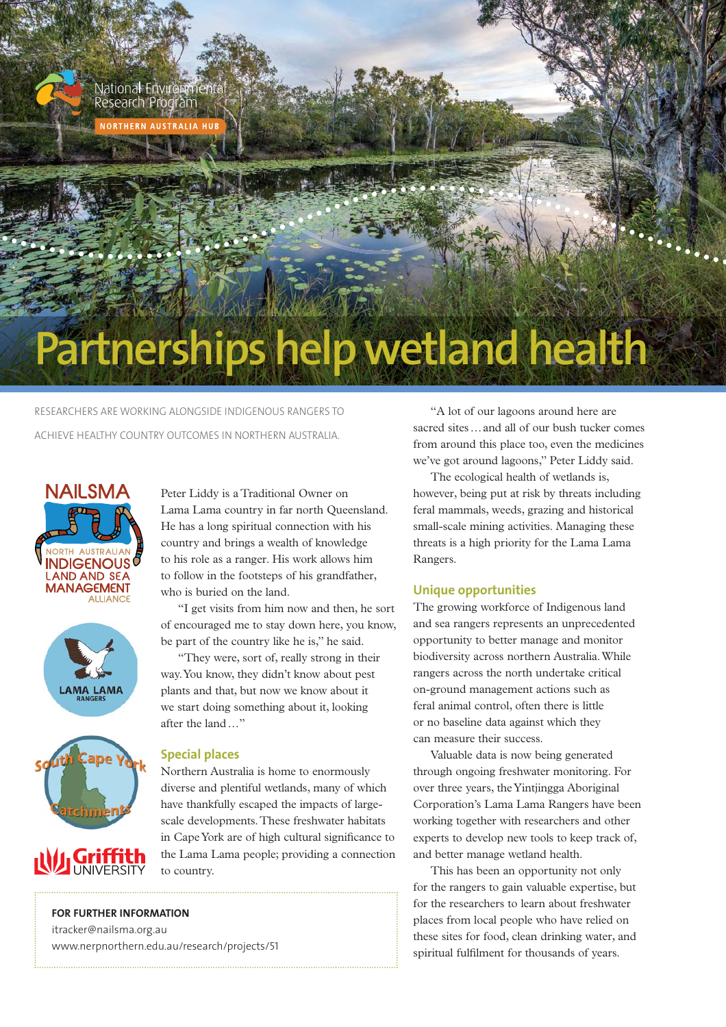National Environmental Research Program

NORTHERN AUSTRALIA HUB

# Partnerships help wetland health

RESEARCHERS ARE WORKING ALONGSIDE INDIGENOUS RANGERS TO ACHIEVE HEALTHY COUNTRY OUTCOMES IN NORTHERN AUSTRALIA.

Peter Liddy is a Traditional Owner on Lama Lama country in far north Queensland. He has a long spiritual connection with his country and brings a wealth of knowledge to his role as a ranger. His work allows him to follow in the footsteps of his grandfather, who is buried on the land.

"I get visits from him now and then, he sort of encouraged me to stay down here, you know, be part of the country like he is," he said.

"They were, sort of, really strong in their way. You know, they didn't know about pest plants and that, but now we know about it we start doing something about it, looking after the land…"

## Special places

Northern Australia is home to enormously diverse and plentiful wetlands, many of which have thankfully escaped the impacts of large-scale developments. These freshwater habitats in Cape York are of high cultural significance to the Lama Lama people; providing a connection to country.

"A lot of our lagoons around here are sacred sites…and all of our bush tucker comes from around this place too, even the medicines we've got around lagoons," Peter Liddy said.

The ecological health of wetlands is, however, being put at risk by threats including feral mammals, weeds, grazing and historical small-scale mining activities. Managing these threats is a high priority for the Lama Lama Rangers.

## Unique opportunities

The growing workforce of Indigenous land and sea rangers represents an unprecedented opportunity to better manage and monitor biodiversity across northern Australia. While rangers across the north undertake critical on-ground management actions such as feral animal control, often there is little or no baseline data against which they can measure their success.

Valuable data is now being generated through ongoing freshwater monitoring. For over three years, the Yintjingga Aboriginal Corporation's Lama Lama Rangers have been working together with researchers and other experts to develop new tools to keep track of, and better manage wetland health.

This has been an opportunity not only for the rangers to gain valuable expertise, but for the researchers to learn about freshwater places from local people who have relied on these sites for food, clean drinking water, and spiritual fulfilment for thousands of years.

**FOR FURTHER INFORMATION**

itracker@nailsma.org.au

www.nerpnorthern.edu.au/research/projects/51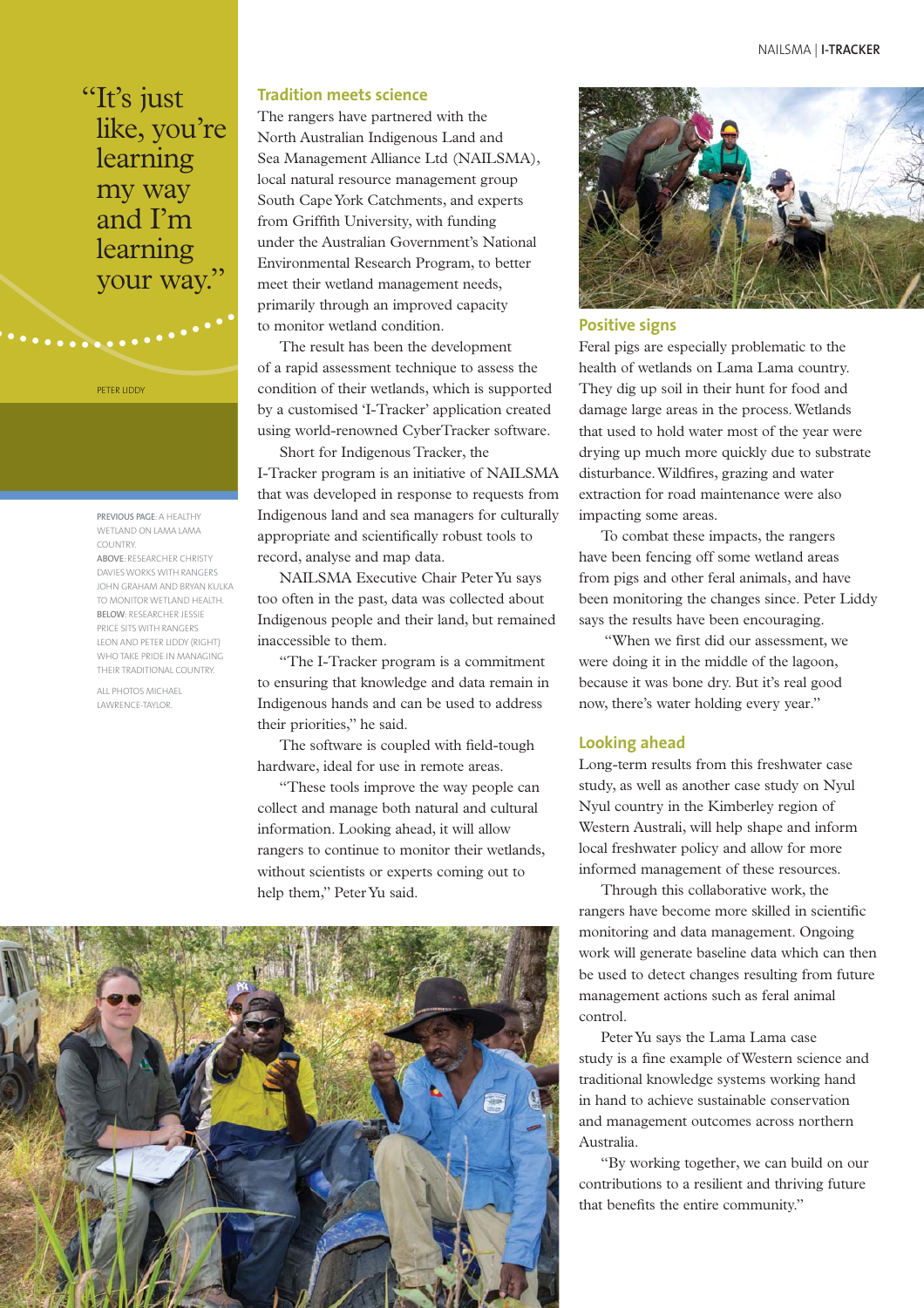"It's just like, you're learning my way and I'm learning your way."

PETER LIDDY

**PREVIOUS PAGE**: A HEALTHY WETLAND ON LAMA LAMA COUNTRY.
**ABOVE**: RESEARCHER CHRISTY DAVIES WORKS WITH RANGERS JOHN GRAHAM AND BRYAN KULKA TO MONITOR WETLAND HEALTH.
**BELOW**: RESEARCHER JESSIE PRICE SITS WITH RANGERS LEON AND PETER LIDDY (RIGHT) WHO TAKE PRIDE IN MANAGING THEIR TRADITIONAL COUNTRY.

ALL PHOTOS MICHAEL LAWRENCE-TAYLOR.

## Tradition meets science

The rangers have partnered with the North Australian Indigenous Land and Sea Management Alliance Ltd (NAILSMA), local natural resource management group South Cape York Catchments, and experts from Griffith University, with funding under the Australian Government's National Environmental Research Program, to better meet their wetland management needs, primarily through an improved capacity to monitor wetland condition.

The result has been the development of a rapid assessment technique to assess the condition of their wetlands, which is supported by a customised 'I-Tracker' application created using world-renowned CyberTracker software.

Short for Indigenous Tracker, the I-Tracker program is an initiative of NAILSMA that was developed in response to requests from Indigenous land and sea managers for culturally appropriate and scientifically robust tools to record, analyse and map data.

NAILSMA Executive Chair Peter Yu says too often in the past, data was collected about Indigenous people and their land, but remained inaccessible to them.

"The I-Tracker program is a commitment to ensuring that knowledge and data remain in Indigenous hands and can be used to address their priorities," he said.

The software is coupled with field-tough hardware, ideal for use in remote areas.

"These tools improve the way people can collect and manage both natural and cultural information. Looking ahead, it will allow rangers to continue to monitor their wetlands, without scientists or experts coming out to help them," Peter Yu said.

## Positive signs

Feral pigs are especially problematic to the health of wetlands on Lama Lama country. They dig up soil in their hunt for food and damage large areas in the process. Wetlands that used to hold water most of the year were drying up much more quickly due to substrate disturbance. Wildfires, grazing and water extraction for road maintenance were also impacting some areas.

To combat these impacts, the rangers have been fencing off some wetland areas from pigs and other feral animals, and have been monitoring the changes since. Peter Liddy says the results have been encouraging.

"When we first did our assessment, we were doing it in the middle of the lagoon, because it was bone dry. But it's real good now, there's water holding every year."

## Looking ahead

Long-term results from this freshwater case study, as well as another case study on Nyul Nyul country in the Kimberley region of Western Australi, will help shape and inform local freshwater policy and allow for more informed management of these resources.

Through this collaborative work, the rangers have become more skilled in scientific monitoring and data management. Ongoing work will generate baseline data which can then be used to detect changes resulting from future management actions such as feral animal control.

Peter Yu says the Lama Lama case study is a fine example of Western science and traditional knowledge systems working hand in hand to achieve sustainable conservation and management outcomes across northern Australia.

"By working together, we can build on our contributions to a resilient and thriving future that benefits the entire community."